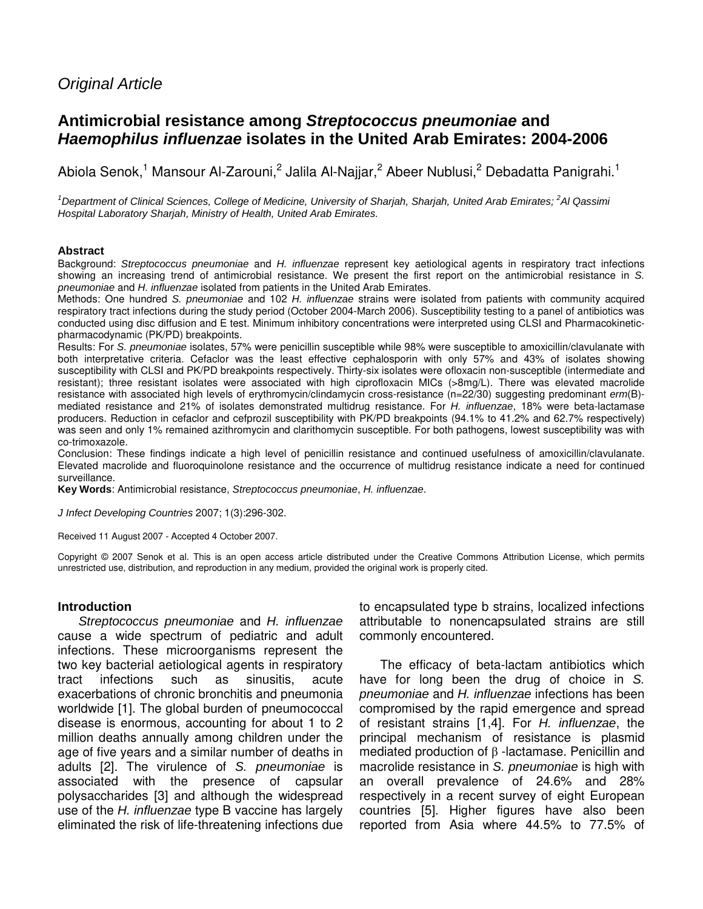*Original Article*

# Antimicrobial resistance among *Streptococcus pneumoniae* and *Haemophilus influenzae* isolates in the United Arab Emirates: 2004-2006

Abiola Senok,[1] Mansour Al-Zarouni,[2] Jalila Al-Najjar,[2] Abeer Nublusi,[2] Debadatta Panigrahi.[1]

[1]*Department of Clinical Sciences, College of Medicine, University of Sharjah, Sharjah, United Arab Emirates;* [2]*Al Qassimi Hospital Laboratory Sharjah, Ministry of Health, United Arab Emirates.*

### Abstract

Background: *Streptococcus pneumoniae* and *H. influenzae* represent key aetiological agents in respiratory tract infections showing an increasing trend of antimicrobial resistance. We present the first report on the antimicrobial resistance in *S. pneumoniae* and *H. influenzae* isolated from patients in the United Arab Emirates.

Methods: One hundred *S. pneumoniae* and 102 *H. influenzae* strains were isolated from patients with community acquired respiratory tract infections during the study period (October 2004-March 2006). Susceptibility testing to a panel of antibiotics was conducted using disc diffusion and E test. Minimum inhibitory concentrations were interpreted using CLSI and Pharmacokinetic-pharmacodynamic (PK/PD) breakpoints.

Results: For *S. pneumoniae* isolates, 57% were penicillin susceptible while 98% were susceptible to amoxicillin/clavulanate with both interpretative criteria. Cefaclor was the least effective cephalosporin with only 57% and 43% of isolates showing susceptibility with CLSI and PK/PD breakpoints respectively. Thirty-six isolates were ofloxacin non-susceptible (intermediate and resistant); three resistant isolates were associated with high ciprofloxacin MICs (>8mg/L). There was elevated macrolide resistance with associated high levels of erythromycin/clindamycin cross-resistance (n=22/30) suggesting predominant *erm*(B)-mediated resistance and 21% of isolates demonstrated multidrug resistance. For *H. influenzae*, 18% were beta-lactamase producers. Reduction in cefaclor and cefprozil susceptibility with PK/PD breakpoints (94.1% to 41.2% and 62.7% respectively) was seen and only 1% remained azithromycin and clarithomycin susceptible. For both pathogens, lowest susceptibility was with co-trimoxazole.

Conclusion: These findings indicate a high level of penicillin resistance and continued usefulness of amoxicillin/clavulanate. Elevated macrolide and fluoroquinolone resistance and the occurrence of multidrug resistance indicate a need for continued surveillance.

**Key Words**: Antimicrobial resistance, *Streptococcus pneumoniae*, *H. influenzae*.

*J Infect Developing Countries* 2007; 1(3):296-302.

Received 11 August 2007 - Accepted 4 October 2007.

Copyright © 2007 Senok et al. This is an open access article distributed under the Creative Commons Attribution License, which permits unrestricted use, distribution, and reproduction in any medium, provided the original work is properly cited.

## Introduction

*Streptococcus pneumoniae* and *H. influenzae* cause a wide spectrum of pediatric and adult infections. These microorganisms represent the two key bacterial aetiological agents in respiratory tract infections such as sinusitis, acute exacerbations of chronic bronchitis and pneumonia worldwide [1]. The global burden of pneumococcal disease is enormous, accounting for about 1 to 2 million deaths annually among children under the age of five years and a similar number of deaths in adults [2]. The virulence of *S. pneumoniae* is associated with the presence of capsular polysaccharides [3] and although the widespread use of the *H. influenzae* type B vaccine has largely eliminated the risk of life-threatening infections due to encapsulated type b strains, localized infections attributable to nonencapsulated strains are still commonly encountered.

The efficacy of beta-lactam antibiotics which have for long been the drug of choice in *S. pneumoniae* and *H. influenzae* infections has been compromised by the rapid emergence and spread of resistant strains [1,4]. For *H. influenzae*, the principal mechanism of resistance is plasmid mediated production of $\beta$ -lactamase. Penicillin and macrolide resistance in *S. pneumoniae* is high with an overall prevalence of 24.6% and 28% respectively in a recent survey of eight European countries [5]. Higher figures have also been reported from Asia where 44.5% to 77.5% of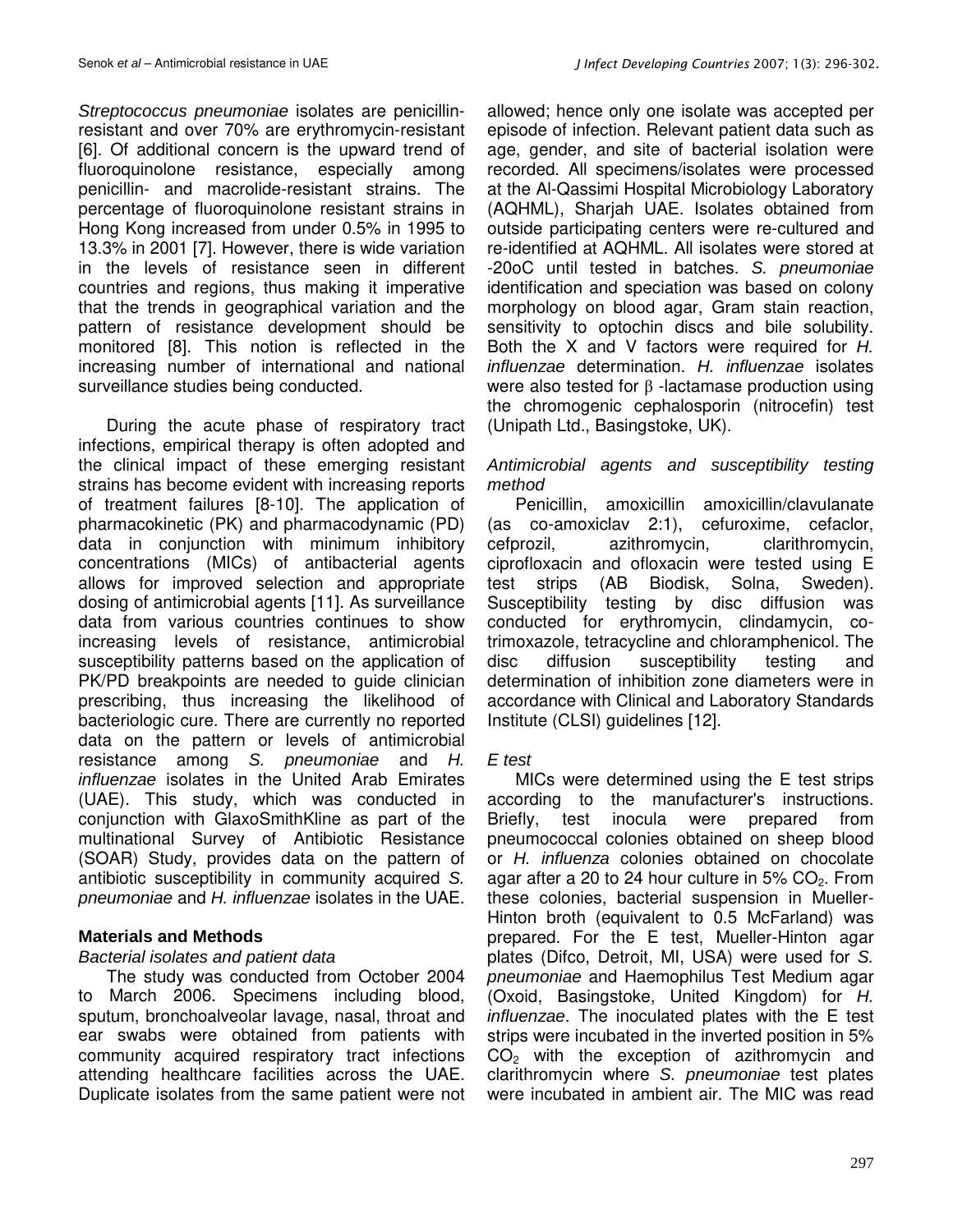*Streptococcus pneumoniae* isolates are penicillin-resistant and over 70% are erythromycin-resistant [6]. Of additional concern is the upward trend of fluoroquinolone resistance, especially among penicillin- and macrolide-resistant strains. The percentage of fluoroquinolone resistant strains in Hong Kong increased from under 0.5% in 1995 to 13.3% in 2001 [7]. However, there is wide variation in the levels of resistance seen in different countries and regions, thus making it imperative that the trends in geographical variation and the pattern of resistance development should be monitored [8]. This notion is reflected in the increasing number of international and national surveillance studies being conducted.

During the acute phase of respiratory tract infections, empirical therapy is often adopted and the clinical impact of these emerging resistant strains has become evident with increasing reports of treatment failures [8-10]. The application of pharmacokinetic (PK) and pharmacodynamic (PD) data in conjunction with minimum inhibitory concentrations (MICs) of antibacterial agents allows for improved selection and appropriate dosing of antimicrobial agents [11]. As surveillance data from various countries continues to show increasing levels of resistance, antimicrobial susceptibility patterns based on the application of PK/PD breakpoints are needed to guide clinician prescribing, thus increasing the likelihood of bacteriologic cure. There are currently no reported data on the pattern or levels of antimicrobial resistance among *S. pneumoniae* and *H. influenzae* isolates in the United Arab Emirates (UAE). This study, which was conducted in conjunction with GlaxoSmithKline as part of the multinational Survey of Antibiotic Resistance (SOAR) Study, provides data on the pattern of antibiotic susceptibility in community acquired *S. pneumoniae* and *H. influenzae* isolates in the UAE.

## Materials and Methods

### *Bacterial isolates and patient data*

The study was conducted from October 2004 to March 2006. Specimens including blood, sputum, bronchoalveolar lavage, nasal, throat and ear swabs were obtained from patients with community acquired respiratory tract infections attending healthcare facilities across the UAE. Duplicate isolates from the same patient were not allowed; hence only one isolate was accepted per episode of infection. Relevant patient data such as age, gender, and site of bacterial isolation were recorded. All specimens/isolates were processed at the Al-Qassimi Hospital Microbiology Laboratory (AQHML), Sharjah UAE. Isolates obtained from outside participating centers were re-cultured and re-identified at AQHML. All isolates were stored at -20oC until tested in batches. *S. pneumoniae* identification and speciation was based on colony morphology on blood agar, Gram stain reaction, sensitivity to optochin discs and bile solubility. Both the X and V factors were required for *H. influenzae* determination. *H. influenzae* isolates were also tested for $\beta$ -lactamase production using the chromogenic cephalosporin (nitrocefin) test (Unipath Ltd., Basingstoke, UK).

### *Antimicrobial agents and susceptibility testing method*

Penicillin, amoxicillin amoxicillin/clavulanate (as co-amoxiclav 2:1), cefuroxime, cefaclor, cefprozil, azithromycin, clarithromycin, ciprofloxacin and ofloxacin were tested using E test strips (AB Biodisk, Solna, Sweden). Susceptibility testing by disc diffusion was conducted for erythromycin, clindamycin, co-trimoxazole, tetracycline and chloramphenicol. The disc diffusion susceptibility testing and determination of inhibition zone diameters were in accordance with Clinical and Laboratory Standards Institute (CLSI) guidelines [12].

### *E test*

MICs were determined using the E test strips according to the manufacturer's instructions. Briefly, test inocula were prepared from pneumococcal colonies obtained on sheep blood or *H. influenza* colonies obtained on chocolate agar after a 20 to 24 hour culture in 5% $CO_2$. From these colonies, bacterial suspension in Mueller-Hinton broth (equivalent to 0.5 McFarland) was prepared. For the E test, Mueller-Hinton agar plates (Difco, Detroit, MI, USA) were used for *S. pneumoniae* and Haemophilus Test Medium agar (Oxoid, Basingstoke, United Kingdom) for *H. influenzae*. The inoculated plates with the E test strips were incubated in the inverted position in 5% $CO_2$ with the exception of azithromycin and clarithromycin where *S. pneumoniae* test plates were incubated in ambient air. The MIC was read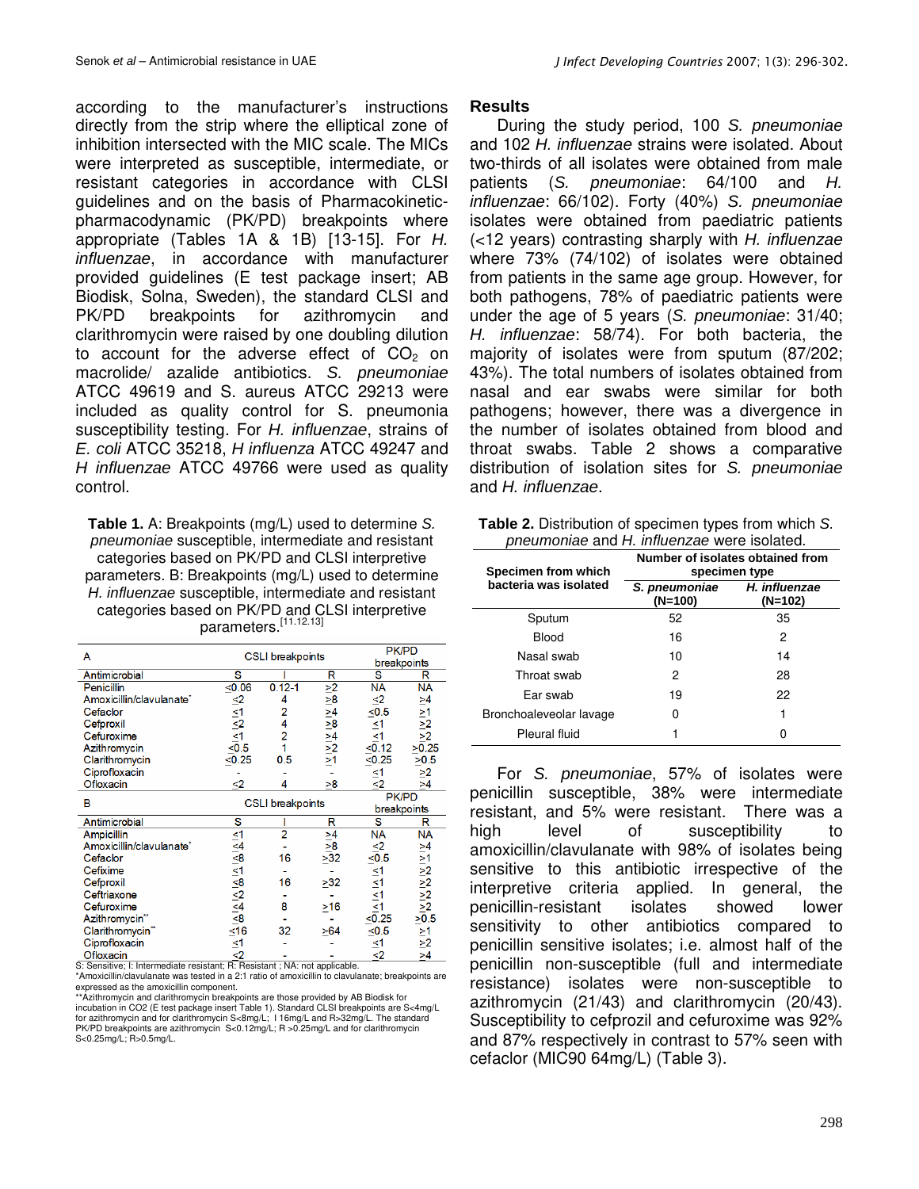according to the manufacturer's instructions directly from the strip where the elliptical zone of inhibition intersected with the MIC scale. The MICs were interpreted as susceptible, intermediate, or resistant categories in accordance with CLSI guidelines and on the basis of Pharmacokinetic-pharmacodynamic (PK/PD) breakpoints where appropriate (Tables 1A & 1B) [13-15]. For *H. influenzae*, in accordance with manufacturer provided guidelines (E test package insert; AB Biodisk, Solna, Sweden), the standard CLSI and PK/PD breakpoints for azithromycin and clarithromycin were raised by one doubling dilution to account for the adverse effect of $CO_2$ on macrolide/ azalide antibiotics. *S. pneumoniae* ATCC 49619 and S. aureus ATCC 29213 were included as quality control for S. pneumonia susceptibility testing. For *H. influenzae*, strains of *E. coli* ATCC 35218, *H influenza* ATCC 49247 and *H influenzae* ATCC 49766 were used as quality control.

**Table 1.** A: Breakpoints (mg/L) used to determine *S. pneumoniae* susceptible, intermediate and resistant categories based on PK/PD and CLSI interpretive parameters. B: Breakpoints (mg/L) used to determine *H. influenzae* susceptible, intermediate and resistant categories based on PK/PD and CLSI interpretive parameters.[11.12.13]

| A | CSLI breakpoints | | | PK/PD breakpoints | |
|---|---|---|---|---|---|
| Antimicrobial | S | I | R | S | R |
| Penicillin | <0.06 | 0.12-1 | >2 | NA | NA |
| Amoxicillin/clavulanate* | <2 | 4 | >8 | <2 | >4 |
| Cefaclor | <1 | 2 | >4 | <0.5 | >1 |
| Cefproxil | <2 | 4 | >8 | <1 | >2 |
| Cefuroxime | <1 | 2 | >4 | <1 | >2 |
| Azithromycin | <0.5 | 1 | >2 | <0.12 | >0.25 |
| Clarithromycin | <0.25 | 0.5 | >1 | <0.25 | >0.5 |
| Ciprofloxacin | - | - | - | <1 | >2 |
| Ofloxacin | <2 | 4 | >8 | <2 | >4 |

| B | CSLI breakpoints | | | PK/PD breakpoints | |
|---|---|---|---|---|---|
| Antimicrobial | S | I | R | S | R |
| Ampicillin | <1 | 2 | >4 | NA | NA |
| Amoxicillin/clavulanate* | <4 | - | >8 | <2 | >4 |
| Cefaclor | <8 | 16 | >32 | <0.5 | >1 |
| Cefixime | <1 | - | - | <1 | >2 |
| Cefproxil | <8 | 16 | >32 | <1 | >2 |
| Ceftriaxone | <2 | - | - | <1 | >2 |
| Cefuroxime | <4 | 8 | >16 | <1 | >2 |
| Azithromycin** | <8 | - | - | <0.25 | >0.5 |
| Clarithromycin** | <16 | 32 | >64 | <0.5 | >1 |
| Ciprofloxacin | <1 | - | - | <1 | >2 |
| Ofloxacin | <2 | - | - | <2 | >4 |

S: Sensitive; I: Intermediate resistant; R: Resistant ; NA: not applicable.
*Amoxicillin/clavulanate was tested in a 2:1 ratio of amoxicillin to clavulanate; breakpoints are expressed as the amoxicillin component.
**Azithromycin and clarithromycin breakpoints are those provided by AB Biodisk for incubation in CO2 (E test package insert Table 1). Standard CLSI breakpoints are S<4mg/L for azithromycin and for clarithromycin S<8mg/L; I 16mg/L and R>32mg/L. The standard PK/PD breakpoints are azithromycin S<0.12mg/L; R >0.25mg/L and for clarithromycin S<0.25mg/L; R>0.5mg/L.

## Results

During the study period, 100 *S. pneumoniae* and 102 *H. influenzae* strains were isolated. About two-thirds of all isolates were obtained from male patients (*S. pneumoniae*: 64/100 and *H. influenzae*: 66/102). Forty (40%) *S. pneumoniae* isolates were obtained from paediatric patients (<12 years) contrasting sharply with *H. influenzae* where 73% (74/102) of isolates were obtained from patients in the same age group. However, for both pathogens, 78% of paediatric patients were under the age of 5 years (*S. pneumoniae*: 31/40; *H. influenzae*: 58/74). For both bacteria, the majority of isolates were from sputum (87/202; 43%). The total numbers of isolates obtained from nasal and ear swabs were similar for both pathogens; however, there was a divergence in the number of isolates obtained from blood and throat swabs. Table 2 shows a comparative distribution of isolation sites for *S. pneumoniae* and *H. influenzae*.

**Table 2.** Distribution of specimen types from which *S. pneumoniae* and *H. influenzae* were isolated.

| Specimen from which bacteria was isolated | Number of isolates obtained from specimen type | |
|---|---|---|
| | *S. pneumoniae* (N=100) | *H. influenzae* (N=102) |
| Sputum | 52 | 35 |
| Blood | 16 | 2 |
| Nasal swab | 10 | 14 |
| Throat swab | 2 | 28 |
| Ear swab | 19 | 22 |
| Bronchoaleveolar lavage | 0 | 1 |
| Pleural fluid | 1 | 0 |

For *S. pneumoniae*, 57% of isolates were penicillin susceptible, 38% were intermediate resistant, and 5% were resistant. There was a high level of susceptibility to amoxicillin/clavulanate with 98% of isolates being sensitive to this antibiotic irrespective of the interpretive criteria applied. In general, the penicillin-resistant isolates showed lower sensitivity to other antibiotics compared to penicillin sensitive isolates; i.e. almost half of the penicillin non-susceptible (full and intermediate resistance) isolates were non-susceptible to azithromycin (21/43) and clarithromycin (20/43). Susceptibility to cefprozil and cefuroxime was 92% and 87% respectively in contrast to 57% seen with cefaclor (MIC90 64mg/L) (Table 3).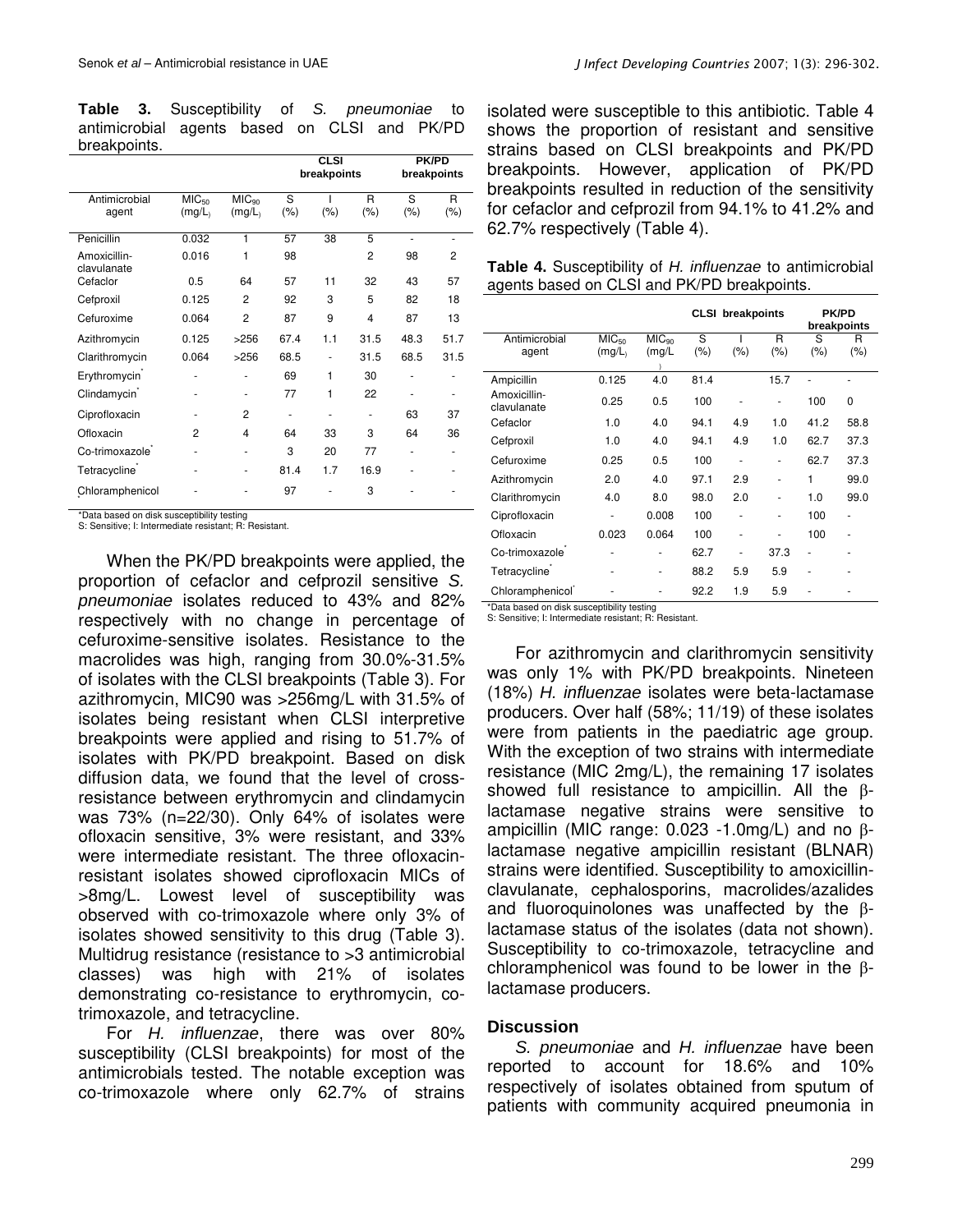**Table 3.** Susceptibility of *S. pneumoniae* to antimicrobial agents based on CLSI and PK/PD breakpoints.

| | | | CLSI breakpoints | | | PK/PD breakpoints | |
|---|---|---|---|---|---|---|---|
| Antimicrobial agent | $MIC_{50}$ (mg/L) | $MIC_{90}$ (mg/L) | S (%) | I (%) | R (%) | S (%) | R (%) |
| Penicillin | 0.032 | 1 | 57 | 38 | 5 | - | - |
| Amoxicillin-clavulanate | 0.016 | 1 | 98 | | 2 | 98 | 2 |
| Cefaclor | 0.5 | 64 | 57 | 11 | 32 | 43 | 57 |
| Cefproxil | 0.125 | 2 | 92 | 3 | 5 | 82 | 18 |
| Cefuroxime | 0.064 | 2 | 87 | 9 | 4 | 87 | 13 |
| Azithromycin | 0.125 | >256 | 67.4 | 1.1 | 31.5 | 48.3 | 51.7 |
| Clarithromycin | 0.064 | >256 | 68.5 | - | 31.5 | 68.5 | 31.5 |
| Erythromycin* | - | - | 69 | 1 | 30 | - | - |
| Clindamycin* | - | - | 77 | 1 | 22 | - | - |
| Ciprofloxacin | - | 2 | - | - | - | 63 | 37 |
| Ofloxacin | 2 | 4 | 64 | 33 | 3 | 64 | 36 |
| Co-trimoxazole* | - | - | 3 | 20 | 77 | - | - |
| Tetracycline* | - | - | 81.4 | 1.7 | 16.9 | - | - |
| Chloramphenicol* | - | - | 97 | - | 3 | - | - |

*Data based on disk susceptibility testing
S: Sensitive; I: Intermediate resistant; R: Resistant.

When the PK/PD breakpoints were applied, the proportion of cefaclor and cefprozil sensitive *S. pneumoniae* isolates reduced to 43% and 82% respectively with no change in percentage of cefuroxime-sensitive isolates. Resistance to the macrolides was high, ranging from 30.0%-31.5% of isolates with the CLSI breakpoints (Table 3). For azithromycin, MIC90 was >256mg/L with 31.5% of isolates being resistant when CLSI interpretive breakpoints were applied and rising to 51.7% of isolates with PK/PD breakpoint. Based on disk diffusion data, we found that the level of cross-resistance between erythromycin and clindamycin was 73% (n=22/30). Only 64% of isolates were ofloxacin sensitive, 3% were resistant, and 33% were intermediate resistant. The three ofloxacin-resistant isolates showed ciprofloxacin MICs of >8mg/L. Lowest level of susceptibility was observed with co-trimoxazole where only 3% of isolates showed sensitivity to this drug (Table 3). Multidrug resistance (resistance to >3 antimicrobial classes) was high with 21% of isolates demonstrating co-resistance to erythromycin, co-trimoxazole, and tetracycline.

For *H. influenzae*, there was over 80% susceptibility (CLSI breakpoints) for most of the antimicrobials tested. The notable exception was co-trimoxazole where only 62.7% of strains isolated were susceptible to this antibiotic. Table 4 shows the proportion of resistant and sensitive strains based on CLSI breakpoints and PK/PD breakpoints. However, application of PK/PD breakpoints resulted in reduction of the sensitivity for cefaclor and cefprozil from 94.1% to 41.2% and 62.7% respectively (Table 4).

**Table 4.** Susceptibility of *H. influenzae* to antimicrobial agents based on CLSI and PK/PD breakpoints.

| | | | CLSI breakpoints | | | PK/PD breakpoints | |
|---|---|---|---|---|---|---|---|
| Antimicrobial agent | $MIC_{50}$ (mg/L) | $MIC_{90}$ (mg/L) | S (%) | I (%) | R (%) | S (%) | R (%) |
| Ampicillin | 0.125 | 4.0 | 81.4 | | 15.7 | - | - |
| Amoxicillin-clavulanate | 0.25 | 0.5 | 100 | - | - | 100 | 0 |
| Cefaclor | 1.0 | 4.0 | 94.1 | 4.9 | 1.0 | 41.2 | 58.8 |
| Cefproxil | 1.0 | 4.0 | 94.1 | 4.9 | 1.0 | 62.7 | 37.3 |
| Cefuroxime | 0.25 | 0.5 | 100 | - | - | 62.7 | 37.3 |
| Azithromycin | 2.0 | 4.0 | 97.1 | 2.9 | - | 1 | 99.0 |
| Clarithromycin | 4.0 | 8.0 | 98.0 | 2.0 | - | 1.0 | 99.0 |
| Ciprofloxacin | - | 0.008 | 100 | - | - | 100 | - |
| Ofloxacin | 0.023 | 0.064 | 100 | - | - | 100 | - |
| Co-trimoxazole* | - | - | 62.7 | - | 37.3 | - | - |
| Tetracycline* | - | - | 88.2 | 5.9 | 5.9 | - | - |
| Chloramphenicol* | - | - | 92.2 | 1.9 | 5.9 | - | - |

*Data based on disk susceptibility testing
S: Sensitive; I: Intermediate resistant; R: Resistant.

For azithromycin and clarithromycin sensitivity was only 1% with PK/PD breakpoints. Nineteen (18%) *H. influenzae* isolates were beta-lactamase producers. Over half (58%; 11/19) of these isolates were from patients in the paediatric age group. With the exception of two strains with intermediate resistance (MIC 2mg/L), the remaining 17 isolates showed full resistance to ampicillin. All the β-lactamase negative strains were sensitive to ampicillin (MIC range: 0.023 -1.0mg/L) and no β-lactamase negative ampicillin resistant (BLNAR) strains were identified. Susceptibility to amoxicillin-clavulanate, cephalosporins, macrolides/azalides and fluoroquinolones was unaffected by the β-lactamase status of the isolates (data not shown). Susceptibility to co-trimoxazole, tetracycline and chloramphenicol was found to be lower in the β-lactamase producers.

## Discussion

*S. pneumoniae* and *H. influenzae* have been reported to account for 18.6% and 10% respectively of isolates obtained from sputum of patients with community acquired pneumonia in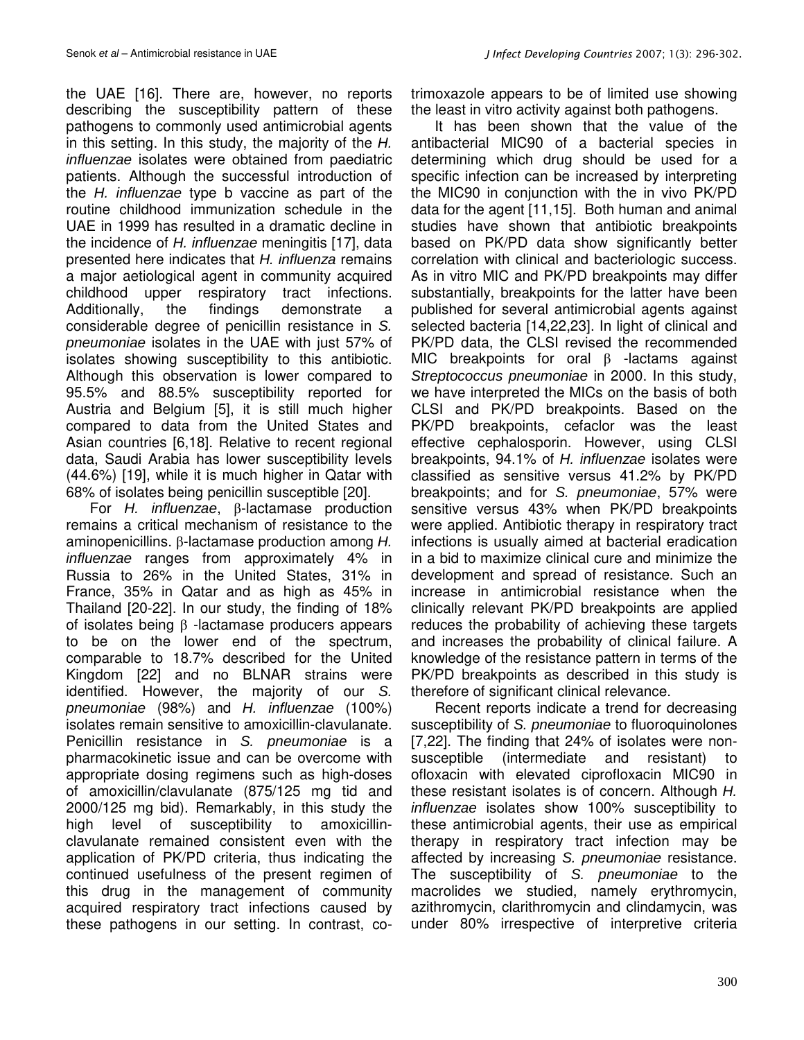the UAE [16]. There are, however, no reports describing the susceptibility pattern of these pathogens to commonly used antimicrobial agents in this setting. In this study, the majority of the *H. influenzae* isolates were obtained from paediatric patients. Although the successful introduction of the *H. influenzae* type b vaccine as part of the routine childhood immunization schedule in the UAE in 1999 has resulted in a dramatic decline in the incidence of *H. influenzae* meningitis [17], data presented here indicates that *H. influenza* remains a major aetiological agent in community acquired childhood upper respiratory tract infections. Additionally, the findings demonstrate a considerable degree of penicillin resistance in *S. pneumoniae* isolates in the UAE with just 57% of isolates showing susceptibility to this antibiotic. Although this observation is lower compared to 95.5% and 88.5% susceptibility reported for Austria and Belgium [5], it is still much higher compared to data from the United States and Asian countries [6,18]. Relative to recent regional data, Saudi Arabia has lower susceptibility levels (44.6%) [19], while it is much higher in Qatar with 68% of isolates being penicillin susceptible [20].

For *H. influenzae*, β-lactamase production remains a critical mechanism of resistance to the aminopenicillins. β-lactamase production among *H. influenzae* ranges from approximately 4% in Russia to 26% in the United States, 31% in France, 35% in Qatar and as high as 45% in Thailand [20-22]. In our study, the finding of 18% of isolates being β -lactamase producers appears to be on the lower end of the spectrum, comparable to 18.7% described for the United Kingdom [22] and no BLNAR strains were identified. However, the majority of our *S. pneumoniae* (98%) and *H. influenzae* (100%) isolates remain sensitive to amoxicillin-clavulanate. Penicillin resistance in *S. pneumoniae* is a pharmacokinetic issue and can be overcome with appropriate dosing regimens such as high-doses of amoxicillin/clavulanate (875/125 mg tid and 2000/125 mg bid). Remarkably, in this study the high level of susceptibility to amoxicillin-clavulanate remained consistent even with the application of PK/PD criteria, thus indicating the continued usefulness of the present regimen of this drug in the management of community acquired respiratory tract infections caused by these pathogens in our setting. In contrast, co-trimoxazole appears to be of limited use showing the least in vitro activity against both pathogens.

It has been shown that the value of the antibacterial MIC90 of a bacterial species in determining which drug should be used for a specific infection can be increased by interpreting the MIC90 in conjunction with the in vivo PK/PD data for the agent [11,15]. Both human and animal studies have shown that antibiotic breakpoints based on PK/PD data show significantly better correlation with clinical and bacteriologic success. As in vitro MIC and PK/PD breakpoints may differ substantially, breakpoints for the latter have been published for several antimicrobial agents against selected bacteria [14,22,23]. In light of clinical and PK/PD data, the CLSI revised the recommended MIC breakpoints for oral β -lactams against *Streptococcus pneumoniae* in 2000. In this study, we have interpreted the MICs on the basis of both CLSI and PK/PD breakpoints. Based on the PK/PD breakpoints, cefaclor was the least effective cephalosporin. However, using CLSI breakpoints, 94.1% of *H. influenzae* isolates were classified as sensitive versus 41.2% by PK/PD breakpoints; and for *S. pneumoniae*, 57% were sensitive versus 43% when PK/PD breakpoints were applied. Antibiotic therapy in respiratory tract infections is usually aimed at bacterial eradication in a bid to maximize clinical cure and minimize the development and spread of resistance. Such an increase in antimicrobial resistance when the clinically relevant PK/PD breakpoints are applied reduces the probability of achieving these targets and increases the probability of clinical failure. A knowledge of the resistance pattern in terms of the PK/PD breakpoints as described in this study is therefore of significant clinical relevance.

Recent reports indicate a trend for decreasing susceptibility of *S. pneumoniae* to fluoroquinolones [7,22]. The finding that 24% of isolates were non-susceptible (intermediate and resistant) to ofloxacin with elevated ciprofloxacin MIC90 in these resistant isolates is of concern. Although *H. influenzae* isolates show 100% susceptibility to these antimicrobial agents, their use as empirical therapy in respiratory tract infection may be affected by increasing *S. pneumoniae* resistance. The susceptibility of *S. pneumoniae* to the macrolides we studied, namely erythromycin, azithromycin, clarithromycin and clindamycin, was under 80% irrespective of interpretive criteria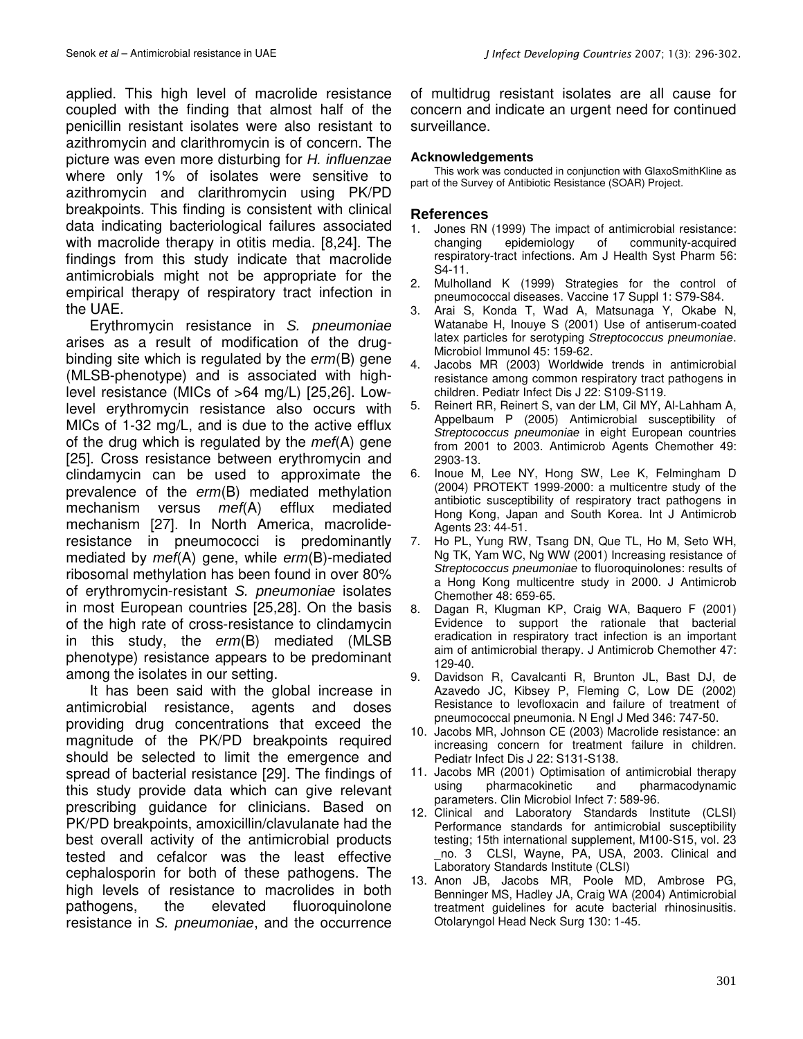applied. This high level of macrolide resistance coupled with the finding that almost half of the penicillin resistant isolates were also resistant to azithromycin and clarithromycin is of concern. The picture was even more disturbing for *H. influenzae* where only 1% of isolates were sensitive to azithromycin and clarithromycin using PK/PD breakpoints. This finding is consistent with clinical data indicating bacteriological failures associated with macrolide therapy in otitis media. [8,24]. The findings from this study indicate that macrolide antimicrobials might not be appropriate for the empirical therapy of respiratory tract infection in the UAE.

Erythromycin resistance in *S. pneumoniae* arises as a result of modification of the drug-binding site which is regulated by the *erm*(B) gene (MLSB-phenotype) and is associated with high-level resistance (MICs of >64 mg/L) [25,26]. Low-level erythromycin resistance also occurs with MICs of 1-32 mg/L, and is due to the active efflux of the drug which is regulated by the *mef*(A) gene [25]. Cross resistance between erythromycin and clindamycin can be used to approximate the prevalence of the *erm*(B) mediated methylation mechanism versus *mef*(A) efflux mediated mechanism [27]. In North America, macrolide-resistance in pneumococci is predominantly mediated by *mef*(A) gene, while *erm*(B)-mediated ribosomal methylation has been found in over 80% of erythromycin-resistant *S. pneumoniae* isolates in most European countries [25,28]. On the basis of the high rate of cross-resistance to clindamycin in this study, the *erm*(B) mediated (MLSB phenotype) resistance appears to be predominant among the isolates in our setting.

It has been said with the global increase in antimicrobial resistance, agents and doses providing drug concentrations that exceed the magnitude of the PK/PD breakpoints required should be selected to limit the emergence and spread of bacterial resistance [29]. The findings of this study provide data which can give relevant prescribing guidance for clinicians. Based on PK/PD breakpoints, amoxicillin/clavulanate had the best overall activity of the antimicrobial products tested and cefalcor was the least effective cephalosporin for both of these pathogens. The high levels of resistance to macrolides in both pathogens, the elevated fluoroquinolone resistance in *S. pneumoniae*, and the occurrence of multidrug resistant isolates are all cause for concern and indicate an urgent need for continued surveillance.

#### Acknowledgements

This work was conducted in conjunction with GlaxoSmithKline as part of the Survey of Antibiotic Resistance (SOAR) Project.

## References

1. Jones RN (1999) The impact of antimicrobial resistance: changing epidemiology of community-acquired respiratory-tract infections. Am J Health Syst Pharm 56: S4-11.
2. Mulholland K (1999) Strategies for the control of pneumococcal diseases. Vaccine 17 Suppl 1: S79-S84.
3. Arai S, Konda T, Wad A, Matsunaga Y, Okabe N, Watanabe H, Inouye S (2001) Use of antiserum-coated latex particles for serotyping *Streptococcus pneumoniae*. Microbiol Immunol 45: 159-62.
4. Jacobs MR (2003) Worldwide trends in antimicrobial resistance among common respiratory tract pathogens in children. Pediatr Infect Dis J 22: S109-S119.
5. Reinert RR, Reinert S, van der LM, Cil MY, Al-Lahham A, Appelbaum P (2005) Antimicrobial susceptibility of *Streptococcus pneumoniae* in eight European countries from 2001 to 2003. Antimicrob Agents Chemother 49: 2903-13.
6. Inoue M, Lee NY, Hong SW, Lee K, Felmingham D (2004) PROTEKT 1999-2000: a multicentre study of the antibiotic susceptibility of respiratory tract pathogens in Hong Kong, Japan and South Korea. Int J Antimicrob Agents 23: 44-51.
7. Ho PL, Yung RW, Tsang DN, Que TL, Ho M, Seto WH, Ng TK, Yam WC, Ng WW (2001) Increasing resistance of *Streptococcus pneumoniae* to fluoroquinolones: results of a Hong Kong multicentre study in 2000. J Antimicrob Chemother 48: 659-65.
8. Dagan R, Klugman KP, Craig WA, Baquero F (2001) Evidence to support the rationale that bacterial eradication in respiratory tract infection is an important aim of antimicrobial therapy. J Antimicrob Chemother 47: 129-40.
9. Davidson R, Cavalcanti R, Brunton JL, Bast DJ, de Azavedo JC, Kibsey P, Fleming C, Low DE (2002) Resistance to levofloxacin and failure of treatment of pneumococcal pneumonia. N Engl J Med 346: 747-50.
10. Jacobs MR, Johnson CE (2003) Macrolide resistance: an increasing concern for treatment failure in children. Pediatr Infect Dis J 22: S131-S138.
11. Jacobs MR (2001) Optimisation of antimicrobial therapy using pharmacokinetic and pharmacodynamic parameters. Clin Microbiol Infect 7: 589-96.
12. Clinical and Laboratory Standards Institute (CLSI) Performance standards for antimicrobial susceptibility testing; 15th international supplement, M100-S15, vol. 23 _no. 3 CLSI, Wayne, PA, USA, 2003. Clinical and Laboratory Standards Institute (CLSI)
13. Anon JB, Jacobs MR, Poole MD, Ambrose PG, Benninger MS, Hadley JA, Craig WA (2004) Antimicrobial treatment guidelines for acute bacterial rhinosinusitis. Otolaryngol Head Neck Surg 130: 1-45.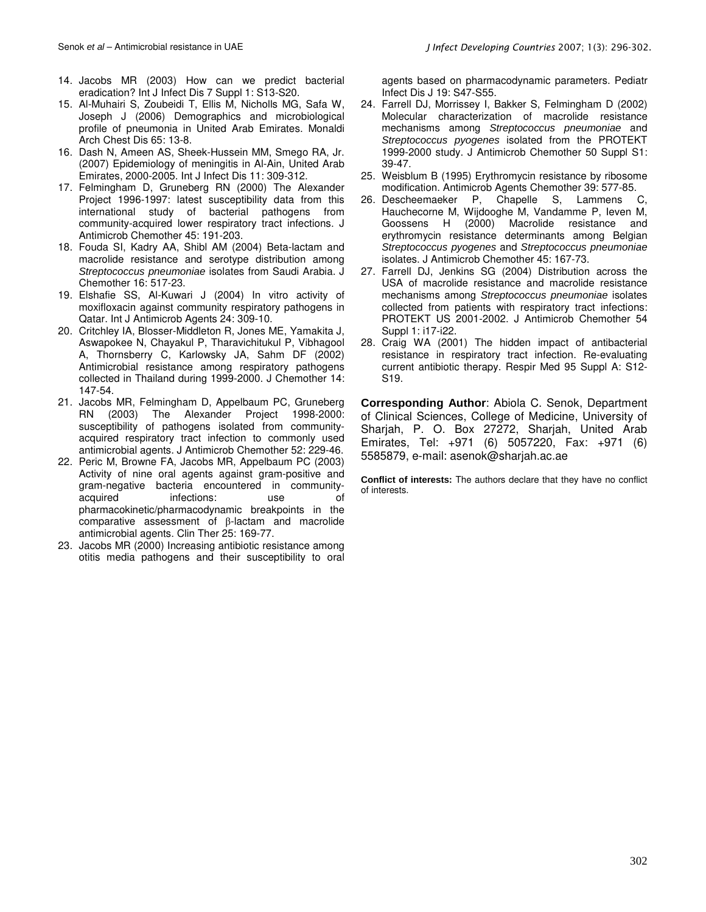14. Jacobs MR (2003) How can we predict bacterial eradication? Int J Infect Dis 7 Suppl 1: S13-S20.
15. Al-Muhairi S, Zoubeidi T, Ellis M, Nicholls MG, Safa W, Joseph J (2006) Demographics and microbiological profile of pneumonia in United Arab Emirates. Monaldi Arch Chest Dis 65: 13-8.
16. Dash N, Ameen AS, Sheek-Hussein MM, Smego RA, Jr. (2007) Epidemiology of meningitis in Al-Ain, United Arab Emirates, 2000-2005. Int J Infect Dis 11: 309-312.
17. Felmingham D, Gruneberg RN (2000) The Alexander Project 1996-1997: latest susceptibility data from this international study of bacterial pathogens from community-acquired lower respiratory tract infections. J Antimicrob Chemother 45: 191-203.
18. Fouda SI, Kadry AA, Shibl AM (2004) Beta-lactam and macrolide resistance and serotype distribution among *Streptococcus pneumoniae* isolates from Saudi Arabia. J Chemother 16: 517-23.
19. Elshafie SS, Al-Kuwari J (2004) In vitro activity of moxifloxacin against community respiratory pathogens in Qatar. Int J Antimicrob Agents 24: 309-10.
20. Critchley IA, Blosser-Middleton R, Jones ME, Yamakita J, Aswapokee N, Chayakul P, Tharavichitukul P, Vibhagool A, Thornsberry C, Karlowsky JA, Sahm DF (2002) Antimicrobial resistance among respiratory pathogens collected in Thailand during 1999-2000. J Chemother 14: 147-54.
21. Jacobs MR, Felmingham D, Appelbaum PC, Gruneberg RN (2003) The Alexander Project 1998-2000: susceptibility of pathogens isolated from community-acquired respiratory tract infection to commonly used antimicrobial agents. J Antimicrob Chemother 52: 229-46.
22. Peric M, Browne FA, Jacobs MR, Appelbaum PC (2003) Activity of nine oral agents against gram-positive and gram-negative bacteria encountered in community-acquired infections: use of pharmacokinetic/pharmacodynamic breakpoints in the comparative assessment of β-lactam and macrolide antimicrobial agents. Clin Ther 25: 169-77.
23. Jacobs MR (2000) Increasing antibiotic resistance among otitis media pathogens and their susceptibility to oral agents based on pharmacodynamic parameters. Pediatr Infect Dis J 19: S47-S55.
24. Farrell DJ, Morrissey I, Bakker S, Felmingham D (2002) Molecular characterization of macrolide resistance mechanisms among *Streptococcus pneumoniae* and *Streptococcus pyogenes* isolated from the PROTEKT 1999-2000 study. J Antimicrob Chemother 50 Suppl S1: 39-47.
25. Weisblum B (1995) Erythromycin resistance by ribosome modification. Antimicrob Agents Chemother 39: 577-85.
26. Descheemaeker P, Chapelle S, Lammens C, Hauchecorne M, Wijdooghe M, Vandamme P, Ieven M, Goossens H (2000) Macrolide resistance and erythromycin resistance determinants among Belgian *Streptococcus pyogenes* and *Streptococcus pneumoniae* isolates. J Antimicrob Chemother 45: 167-73.
27. Farrell DJ, Jenkins SG (2004) Distribution across the USA of macrolide resistance and macrolide resistance mechanisms among *Streptococcus pneumoniae* isolates collected from patients with respiratory tract infections: PROTEKT US 2001-2002. J Antimicrob Chemother 54 Suppl 1: i17-i22.
28. Craig WA (2001) The hidden impact of antibacterial resistance in respiratory tract infection. Re-evaluating current antibiotic therapy. Respir Med 95 Suppl A: S12-S19.

**Corresponding Author**: Abiola C. Senok, Department of Clinical Sciences, College of Medicine, University of Sharjah, P. O. Box 27272, Sharjah, United Arab Emirates, Tel: +971 (6) 5057220, Fax: +971 (6) 5585879, e-mail: asenok@sharjah.ac.ae

**Conflict of interests:** The authors declare that they have no conflict of interests.